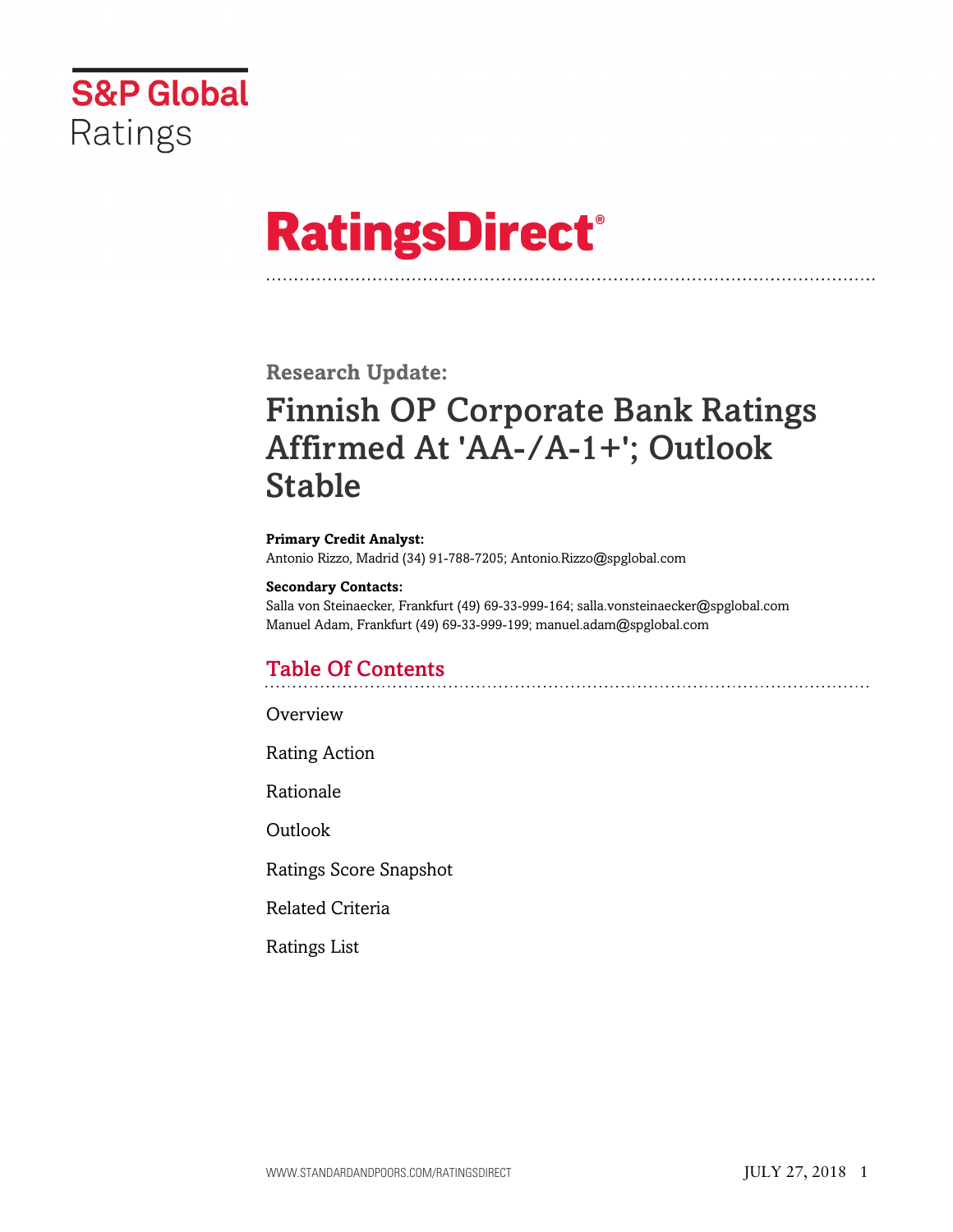S&P Global Ratings

# RatingsDirect®

## Research Update:

# Finnish OP Corporate Bank Ratings Affirmed At 'AA-/A-1+'; Outlook Stable

**Primary Credit Analyst:**
Antonio Rizzo, Madrid (34) 91-788-7205; Antonio.Rizzo@spglobal.com

**Secondary Contacts:**
Salla von Steinaecker, Frankfurt (49) 69-33-999-164; salla.vonsteinaecker@spglobal.com
Manuel Adam, Frankfurt (49) 69-33-999-199; manuel.adam@spglobal.com

## Table Of Contents

Overview

Rating Action

Rationale

Outlook

Ratings Score Snapshot

Related Criteria

Ratings List

JULY 27, 2018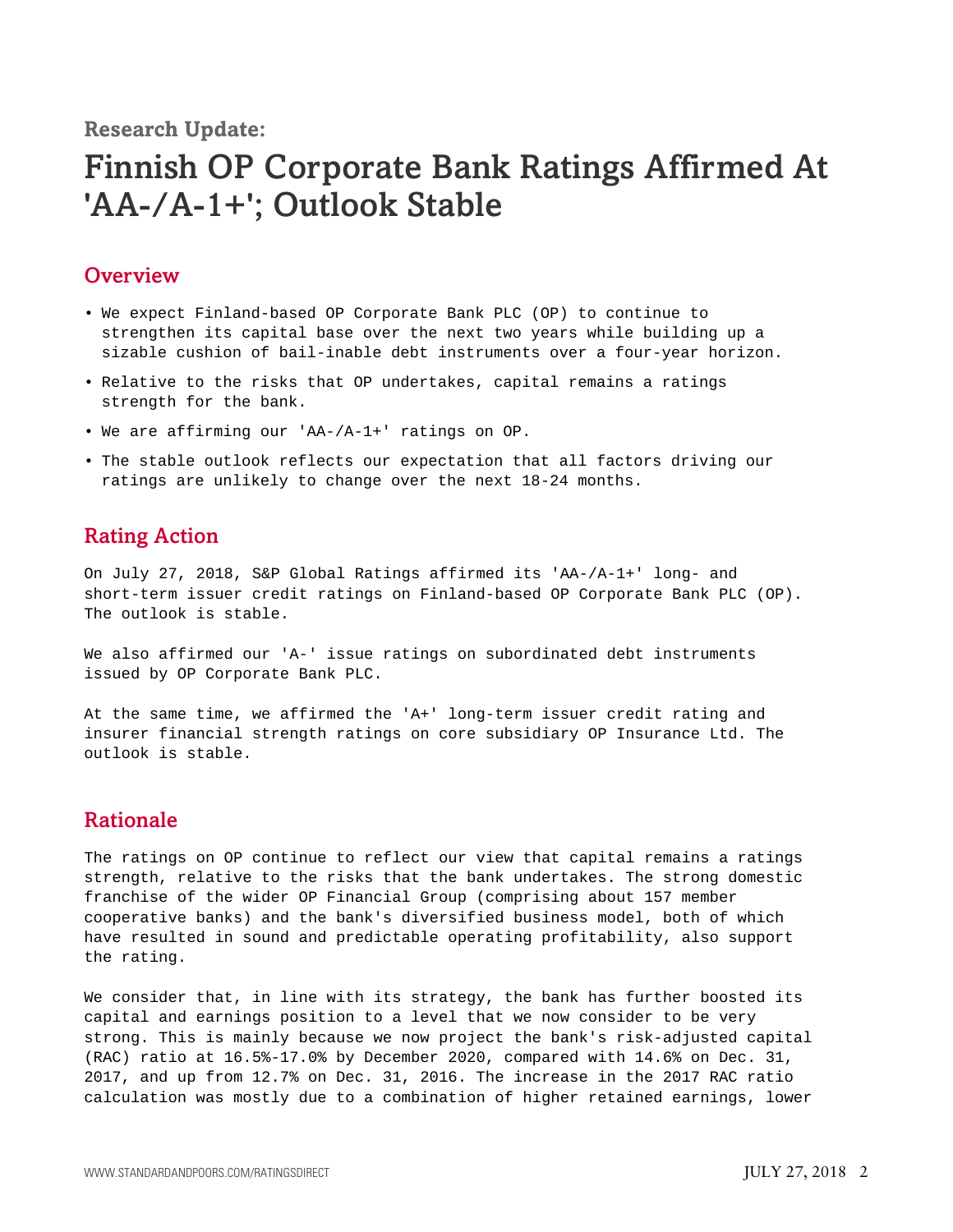Research Update:

# Finnish OP Corporate Bank Ratings Affirmed At 'AA-/A-1+'; Outlook Stable

## Overview

- We expect Finland-based OP Corporate Bank PLC (OP) to continue to strengthen its capital base over the next two years while building up a sizable cushion of bail-inable debt instruments over a four-year horizon.
- Relative to the risks that OP undertakes, capital remains a ratings strength for the bank.
- We are affirming our 'AA-/A-1+' ratings on OP.
- The stable outlook reflects our expectation that all factors driving our ratings are unlikely to change over the next 18-24 months.

## Rating Action

On July 27, 2018, S&P Global Ratings affirmed its 'AA-/A-1+' long- and short-term issuer credit ratings on Finland-based OP Corporate Bank PLC (OP). The outlook is stable.

We also affirmed our 'A-' issue ratings on subordinated debt instruments issued by OP Corporate Bank PLC.

At the same time, we affirmed the 'A+' long-term issuer credit rating and insurer financial strength ratings on core subsidiary OP Insurance Ltd. The outlook is stable.

## Rationale

The ratings on OP continue to reflect our view that capital remains a ratings strength, relative to the risks that the bank undertakes. The strong domestic franchise of the wider OP Financial Group (comprising about 157 member cooperative banks) and the bank's diversified business model, both of which have resulted in sound and predictable operating profitability, also support the rating.

We consider that, in line with its strategy, the bank has further boosted its capital and earnings position to a level that we now consider to be very strong. This is mainly because we now project the bank's risk-adjusted capital (RAC) ratio at 16.5%-17.0% by December 2020, compared with 14.6% on Dec. 31, 2017, and up from 12.7% on Dec. 31, 2016. The increase in the 2017 RAC ratio calculation was mostly due to a combination of higher retained earnings, lower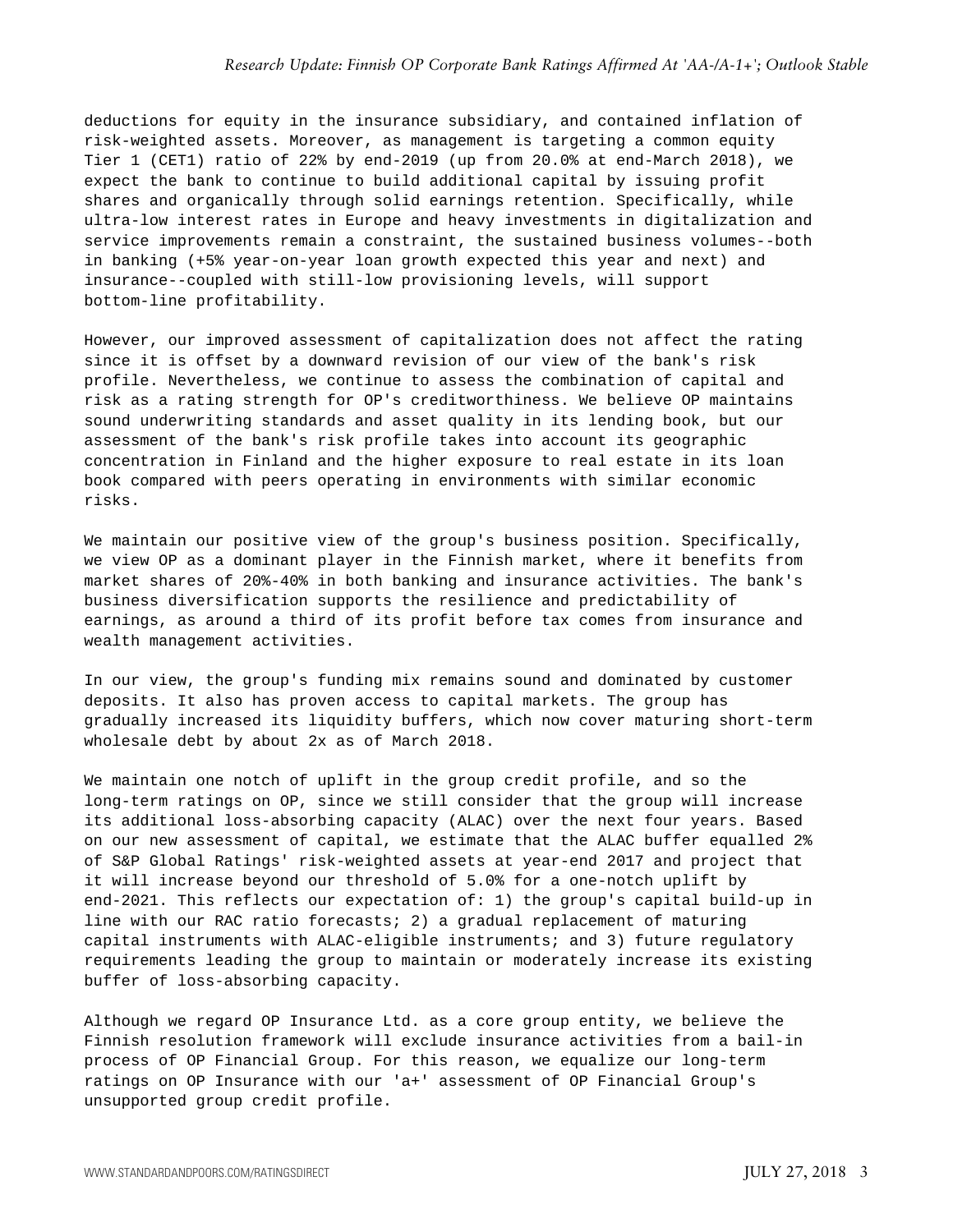deductions for equity in the insurance subsidiary, and contained inflation of risk-weighted assets. Moreover, as management is targeting a common equity Tier 1 (CET1) ratio of 22% by end-2019 (up from 20.0% at end-March 2018), we expect the bank to continue to build additional capital by issuing profit shares and organically through solid earnings retention. Specifically, while ultra-low interest rates in Europe and heavy investments in digitalization and service improvements remain a constraint, the sustained business volumes--both in banking (+5% year-on-year loan growth expected this year and next) and insurance--coupled with still-low provisioning levels, will support bottom-line profitability.

However, our improved assessment of capitalization does not affect the rating since it is offset by a downward revision of our view of the bank's risk profile. Nevertheless, we continue to assess the combination of capital and risk as a rating strength for OP's creditworthiness. We believe OP maintains sound underwriting standards and asset quality in its lending book, but our assessment of the bank's risk profile takes into account its geographic concentration in Finland and the higher exposure to real estate in its loan book compared with peers operating in environments with similar economic risks.

We maintain our positive view of the group's business position. Specifically, we view OP as a dominant player in the Finnish market, where it benefits from market shares of 20%-40% in both banking and insurance activities. The bank's business diversification supports the resilience and predictability of earnings, as around a third of its profit before tax comes from insurance and wealth management activities.

In our view, the group's funding mix remains sound and dominated by customer deposits. It also has proven access to capital markets. The group has gradually increased its liquidity buffers, which now cover maturing short-term wholesale debt by about 2x as of March 2018.

We maintain one notch of uplift in the group credit profile, and so the long-term ratings on OP, since we still consider that the group will increase its additional loss-absorbing capacity (ALAC) over the next four years. Based on our new assessment of capital, we estimate that the ALAC buffer equalled 2% of S&P Global Ratings' risk-weighted assets at year-end 2017 and project that it will increase beyond our threshold of 5.0% for a one-notch uplift by end-2021. This reflects our expectation of: 1) the group's capital build-up in line with our RAC ratio forecasts; 2) a gradual replacement of maturing capital instruments with ALAC-eligible instruments; and 3) future regulatory requirements leading the group to maintain or moderately increase its existing buffer of loss-absorbing capacity.

Although we regard OP Insurance Ltd. as a core group entity, we believe the Finnish resolution framework will exclude insurance activities from a bail-in process of OP Financial Group. For this reason, we equalize our long-term ratings on OP Insurance with our 'a+' assessment of OP Financial Group's unsupported group credit profile.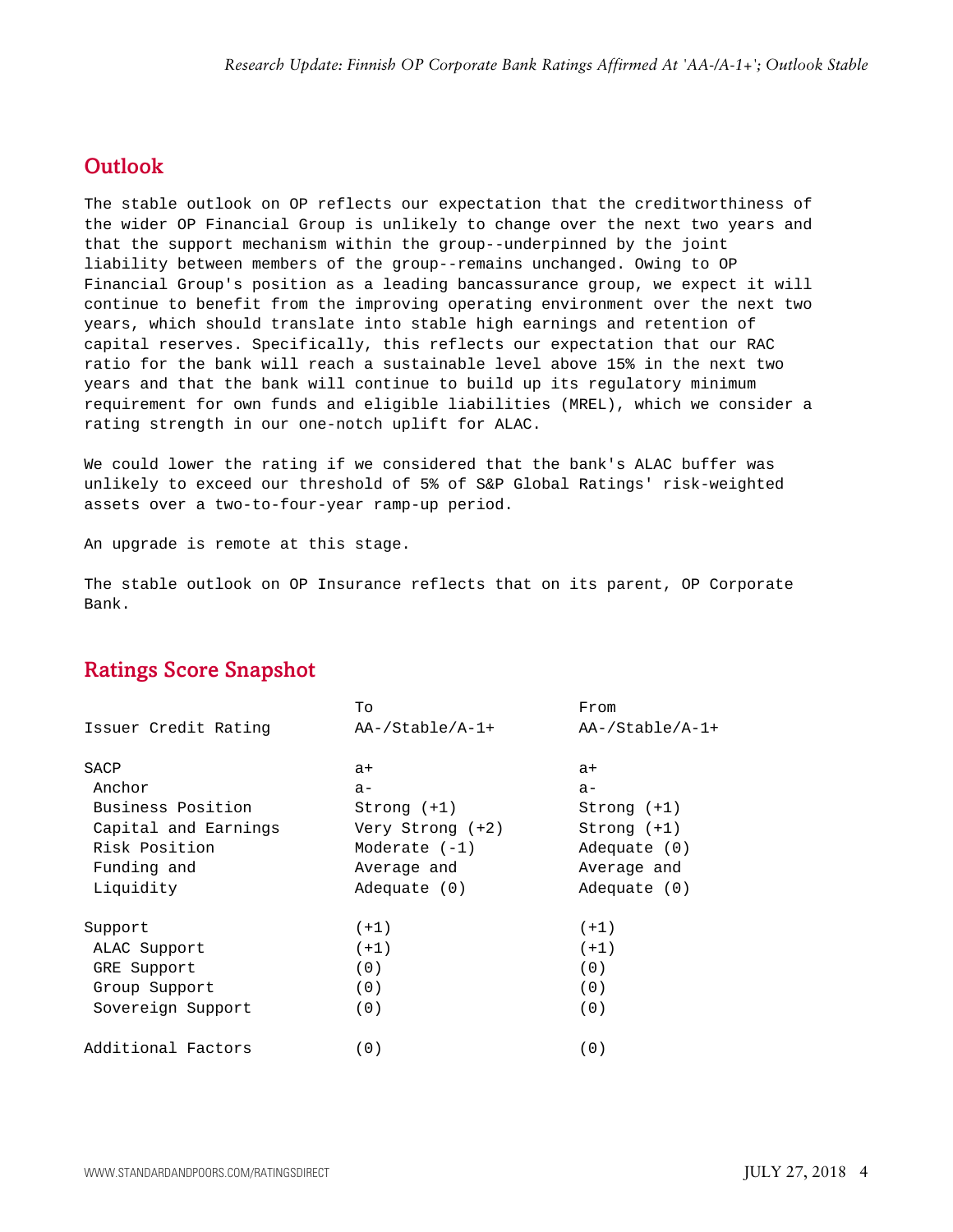## Outlook

The stable outlook on OP reflects our expectation that the creditworthiness of the wider OP Financial Group is unlikely to change over the next two years and that the support mechanism within the group--underpinned by the joint liability between members of the group--remains unchanged. Owing to OP Financial Group's position as a leading bancassurance group, we expect it will continue to benefit from the improving operating environment over the next two years, which should translate into stable high earnings and retention of capital reserves. Specifically, this reflects our expectation that our RAC ratio for the bank will reach a sustainable level above 15% in the next two years and that the bank will continue to build up its regulatory minimum requirement for own funds and eligible liabilities (MREL), which we consider a rating strength in our one-notch uplift for ALAC.

We could lower the rating if we considered that the bank's ALAC buffer was unlikely to exceed our threshold of 5% of S&P Global Ratings' risk-weighted assets over a two-to-four-year ramp-up period.

An upgrade is remote at this stage.

The stable outlook on OP Insurance reflects that on its parent, OP Corporate Bank.

## Ratings Score Snapshot

| | To | From |
|---|---|---|
| Issuer Credit Rating | AA-/Stable/A-1+ | AA-/Stable/A-1+ |
| SACP | a+ | a+ |
| Anchor | a- | a- |
| Business Position | Strong (+1) | Strong (+1) |
| Capital and Earnings | Very Strong (+2) | Strong (+1) |
| Risk Position | Moderate (-1) | Adequate (0) |
| Funding and Liquidity | Average and Adequate (0) | Average and Adequate (0) |
| Support | (+1) | (+1) |
| ALAC Support | (+1) | (+1) |
| GRE Support | (0) | (0) |
| Group Support | (0) | (0) |
| Sovereign Support | (0) | (0) |
| Additional Factors | (0) | (0) |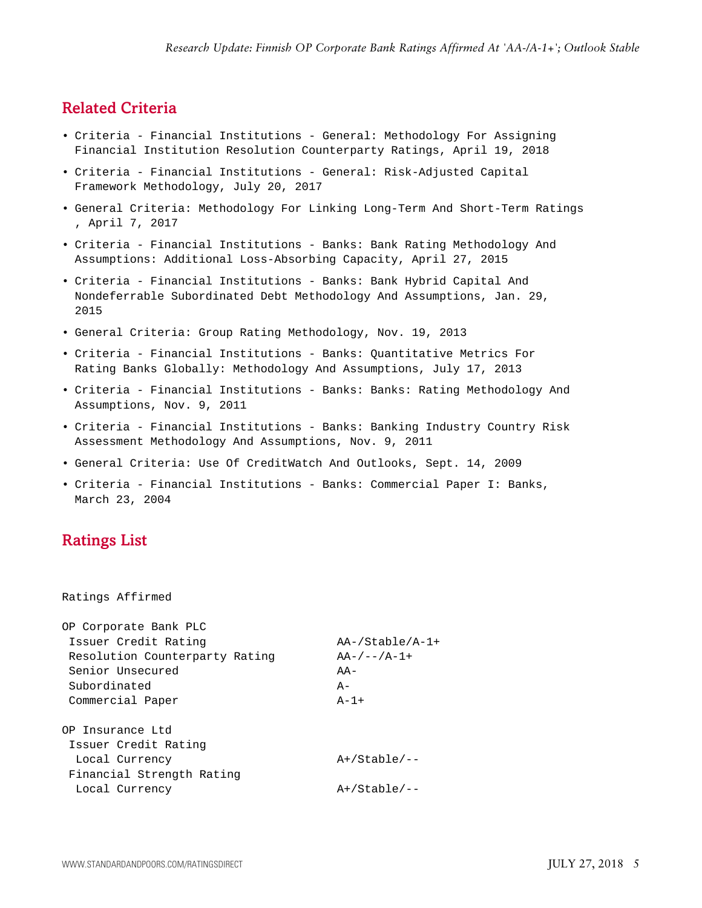## Related Criteria

- Criteria - Financial Institutions - General: Methodology For Assigning Financial Institution Resolution Counterparty Ratings, April 19, 2018
- Criteria - Financial Institutions - General: Risk-Adjusted Capital Framework Methodology, July 20, 2017
- General Criteria: Methodology For Linking Long-Term And Short-Term Ratings , April 7, 2017
- Criteria - Financial Institutions - Banks: Bank Rating Methodology And Assumptions: Additional Loss-Absorbing Capacity, April 27, 2015
- Criteria - Financial Institutions - Banks: Bank Hybrid Capital And Nondeferrable Subordinated Debt Methodology And Assumptions, Jan. 29, 2015
- General Criteria: Group Rating Methodology, Nov. 19, 2013
- Criteria - Financial Institutions - Banks: Quantitative Metrics For Rating Banks Globally: Methodology And Assumptions, July 17, 2013
- Criteria - Financial Institutions - Banks: Banks: Rating Methodology And Assumptions, Nov. 9, 2011
- Criteria - Financial Institutions - Banks: Banking Industry Country Risk Assessment Methodology And Assumptions, Nov. 9, 2011
- General Criteria: Use Of CreditWatch And Outlooks, Sept. 14, 2009
- Criteria - Financial Institutions - Banks: Commercial Paper I: Banks, March 23, 2004

## Ratings List

Ratings Affirmed

| | |
|---|---|
| OP Corporate Bank PLC | |
| Issuer Credit Rating | AA-/Stable/A-1+ |
| Resolution Counterparty Rating | AA-/--/A-1+ |
| Senior Unsecured | AA- |
| Subordinated | A- |
| Commercial Paper | A-1+ |
| | |
| OP Insurance Ltd | |
| Issuer Credit Rating | |
| Local Currency | A+/Stable/-- |
| Financial Strength Rating | |
| Local Currency | A+/Stable/-- |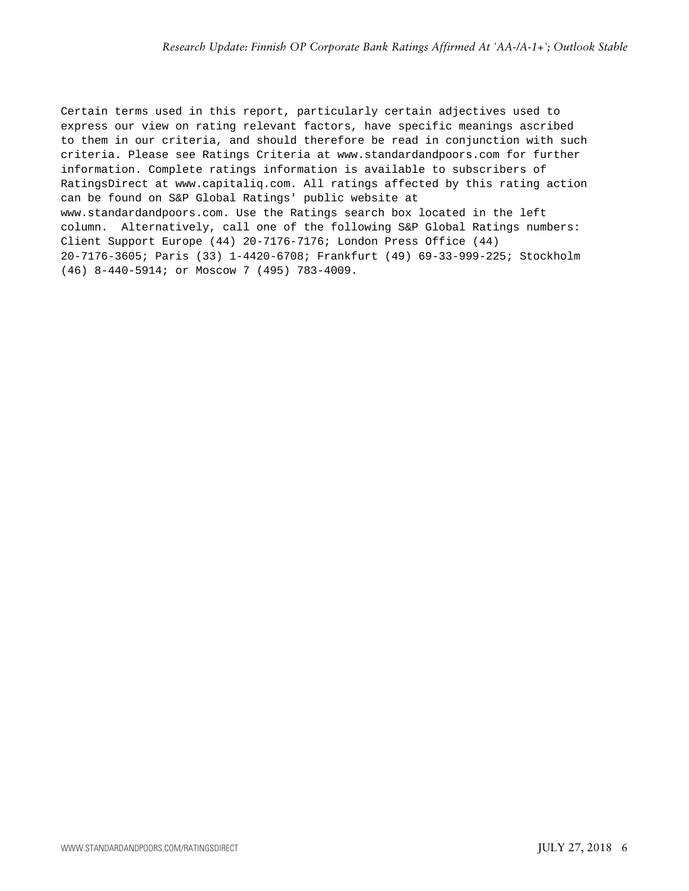Certain terms used in this report, particularly certain adjectives used to express our view on rating relevant factors, have specific meanings ascribed to them in our criteria, and should therefore be read in conjunction with such criteria. Please see Ratings Criteria at www.standardandpoors.com for further information. Complete ratings information is available to subscribers of RatingsDirect at www.capitaliq.com. All ratings affected by this rating action can be found on S&P Global Ratings' public website at www.standardandpoors.com. Use the Ratings search box located in the left column. Alternatively, call one of the following S&P Global Ratings numbers: Client Support Europe (44) 20-7176-7176; London Press Office (44) 20-7176-3605; Paris (33) 1-4420-6708; Frankfurt (49) 69-33-999-225; Stockholm (46) 8-440-5914; or Moscow 7 (495) 783-4009.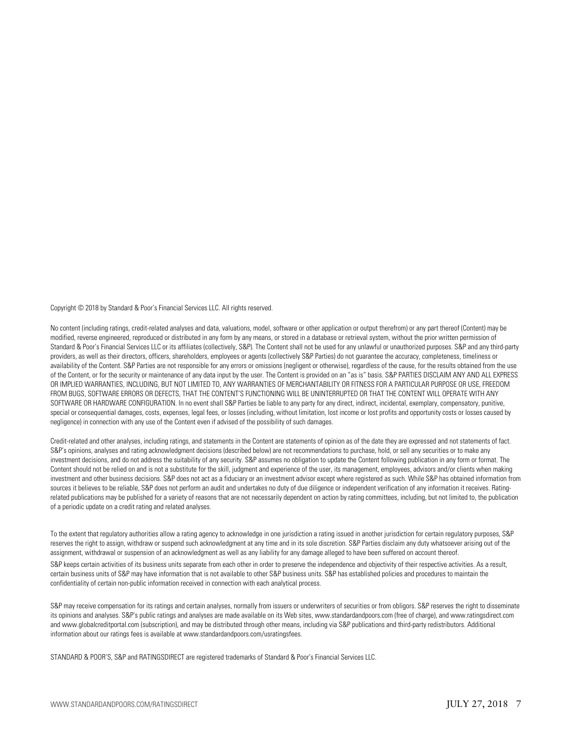Copyright © 2018 by Standard & Poor's Financial Services LLC. All rights reserved.

No content (including ratings, credit-related analyses and data, valuations, model, software or other application or output therefrom) or any part thereof (Content) may be modified, reverse engineered, reproduced or distributed in any form by any means, or stored in a database or retrieval system, without the prior written permission of Standard & Poor's Financial Services LLC or its affiliates (collectively, S&P). The Content shall not be used for any unlawful or unauthorized purposes. S&P and any third-party providers, as well as their directors, officers, shareholders, employees or agents (collectively S&P Parties) do not guarantee the accuracy, completeness, timeliness or availability of the Content. S&P Parties are not responsible for any errors or omissions (negligent or otherwise), regardless of the cause, for the results obtained from the use of the Content, or for the security or maintenance of any data input by the user. The Content is provided on an "as is" basis. S&P PARTIES DISCLAIM ANY AND ALL EXPRESS OR IMPLIED WARRANTIES, INCLUDING, BUT NOT LIMITED TO, ANY WARRANTIES OF MERCHANTABILITY OR FITNESS FOR A PARTICULAR PURPOSE OR USE, FREEDOM FROM BUGS, SOFTWARE ERRORS OR DEFECTS, THAT THE CONTENT'S FUNCTIONING WILL BE UNINTERRUPTED OR THAT THE CONTENT WILL OPERATE WITH ANY SOFTWARE OR HARDWARE CONFIGURATION. In no event shall S&P Parties be liable to any party for any direct, indirect, incidental, exemplary, compensatory, punitive, special or consequential damages, costs, expenses, legal fees, or losses (including, without limitation, lost income or lost profits and opportunity costs or losses caused by negligence) in connection with any use of the Content even if advised of the possibility of such damages.

Credit-related and other analyses, including ratings, and statements in the Content are statements of opinion as of the date they are expressed and not statements of fact. S&P's opinions, analyses and rating acknowledgment decisions (described below) are not recommendations to purchase, hold, or sell any securities or to make any investment decisions, and do not address the suitability of any security. S&P assumes no obligation to update the Content following publication in any form or format. The Content should not be relied on and is not a substitute for the skill, judgment and experience of the user, its management, employees, advisors and/or clients when making investment and other business decisions. S&P does not act as a fiduciary or an investment advisor except where registered as such. While S&P has obtained information from sources it believes to be reliable, S&P does not perform an audit and undertakes no duty of due diligence or independent verification of any information it receives. Rating-related publications may be published for a variety of reasons that are not necessarily dependent on action by rating committees, including, but not limited to, the publication of a periodic update on a credit rating and related analyses.

To the extent that regulatory authorities allow a rating agency to acknowledge in one jurisdiction a rating issued in another jurisdiction for certain regulatory purposes, S&P reserves the right to assign, withdraw or suspend such acknowledgment at any time and in its sole discretion. S&P Parties disclaim any duty whatsoever arising out of the assignment, withdrawal or suspension of an acknowledgment as well as any liability for any damage alleged to have been suffered on account thereof.

S&P keeps certain activities of its business units separate from each other in order to preserve the independence and objectivity of their respective activities. As a result, certain business units of S&P may have information that is not available to other S&P business units. S&P has established policies and procedures to maintain the confidentiality of certain non-public information received in connection with each analytical process.

S&P may receive compensation for its ratings and certain analyses, normally from issuers or underwriters of securities or from obligors. S&P reserves the right to disseminate its opinions and analyses. S&P's public ratings and analyses are made available on its Web sites, www.standardandpoors.com (free of charge), and www.ratingsdirect.com and www.globalcreditportal.com (subscription), and may be distributed through other means, including via S&P publications and third-party redistributors. Additional information about our ratings fees is available at www.standardandpoors.com/usratingsfees.

STANDARD & POOR'S, S&P and RATINGSDIRECT are registered trademarks of Standard & Poor's Financial Services LLC.